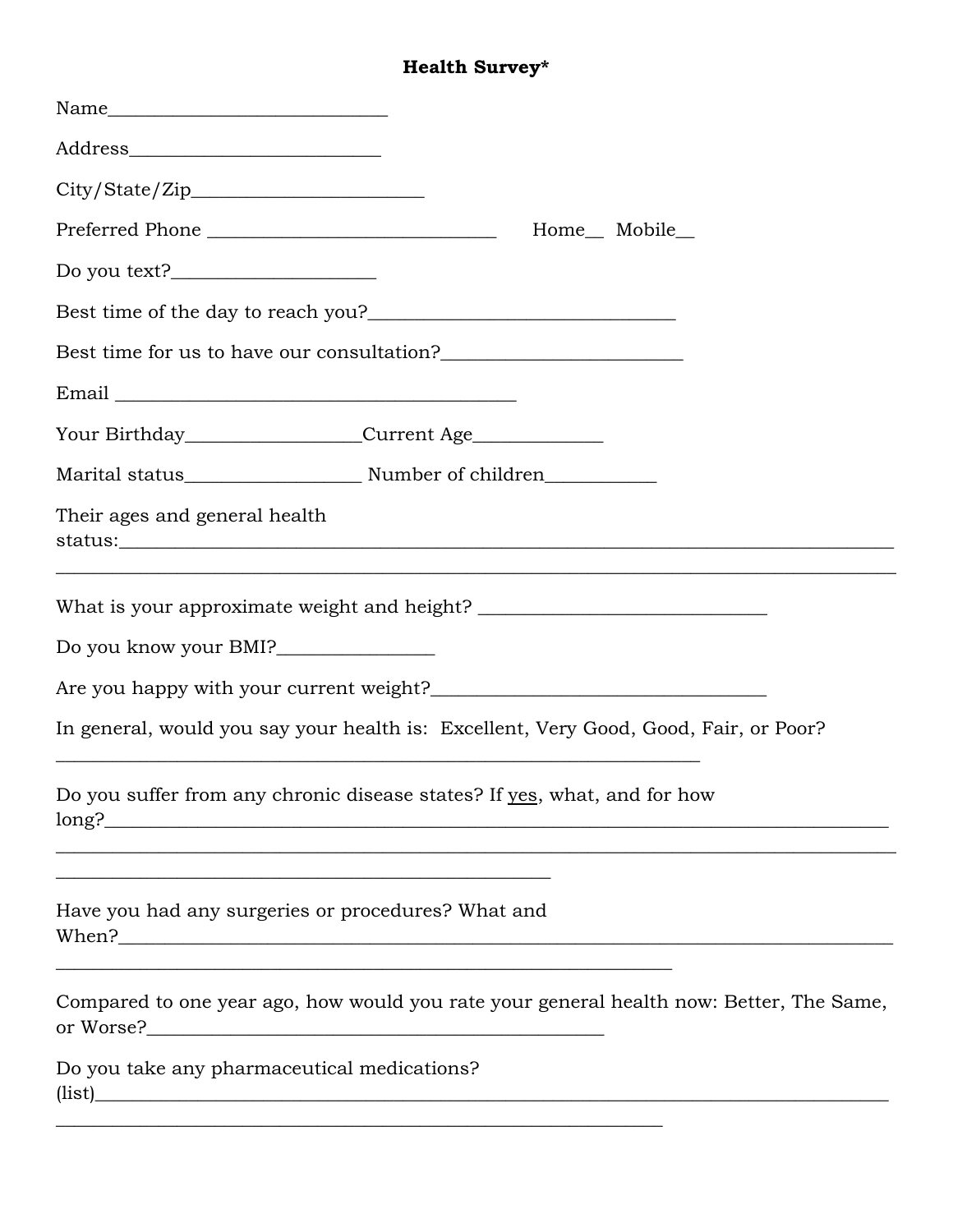# **Health Survey***

Name_____________________________

Address__________________________

City/State/Zip________________________

Preferred Phone ______________________________ Home__ Mobile__

Do you text?_____________________

Best time of the day to reach you?_______________________________

Best time for us to have our consultation?________________________

Email _________________________________________

Your Birthday__________________Current Age_____________

Marital status__________________ Number of children___________

Their ages and general health status:___________________________________________________________________________
___________________________________________________________________________________

What is your approximate weight and height? ______________________________

Do you know your BMI?________________

Are you happy with your current weight?___________________________________

In general, would you say your health is: Excellent, Very Good, Good, Fair, or Poor?
____________________________________________________________________

Do you suffer from any chronic disease states? If <u>yes</u>, what, and for how long?___________________________________________________________________________
___________________________________________________________________________________
____________________________________________________

Have you had any surgeries or procedures? What and When?_________________________________________________________________________
_________________________________________________________________

Compared to one year ago, how would you rate your general health now: Better, The Same, or Worse?_______________________________________________

Do you take any pharmaceutical medications? (list)_____________________________________________________________________________
________________________________________________________________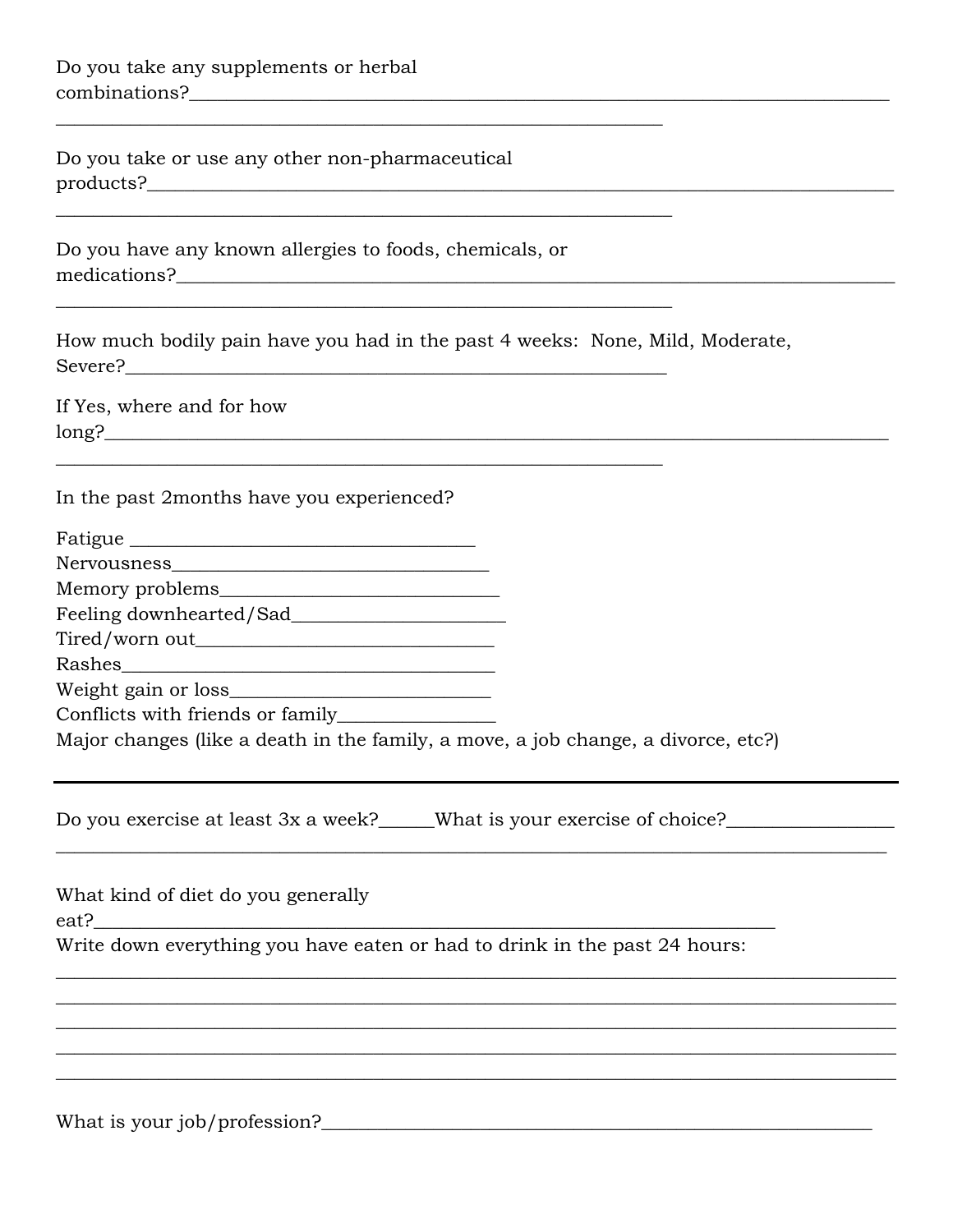Do you take any supplements or herbal combinations?______________________________________________________________________________

______________________________________________________________

Do you take or use any other non-pharmaceutical products?______________________________________________________________________________

______________________________________________________________

Do you have any known allergies to foods, chemicals, or medications?______________________________________________________________________________

______________________________________________________________

How much bodily pain have you had in the past 4 weeks: None, Mild, Moderate, Severe?______________________________________________________

If Yes, where and for how long?______________________________________________________________________________

______________________________________________________________

In the past 2months have you experienced?

Fatigue ___________________________________  
Nervousness_______________________________  
Memory problems___________________________  
Feeling downhearted/Sad_____________________  
Tired/worn out______________________________  
Rashes____________________________________  
Weight gain or loss__________________________  
Conflicts with friends or family________________  
Major changes (like a death in the family, a move, a job change, a divorce, etc?)

---

Do you exercise at least 3x a week?______What is your exercise of choice?________________

______________________________________________________________________________

What kind of diet do you generally eat?______________________________________________________________

Write down everything you have eaten or had to drink in the past 24 hours:

______________________________________________________________________________

______________________________________________________________________________

______________________________________________________________________________

______________________________________________________________________________

______________________________________________________________________________

What is your job/profession?____________________________________________________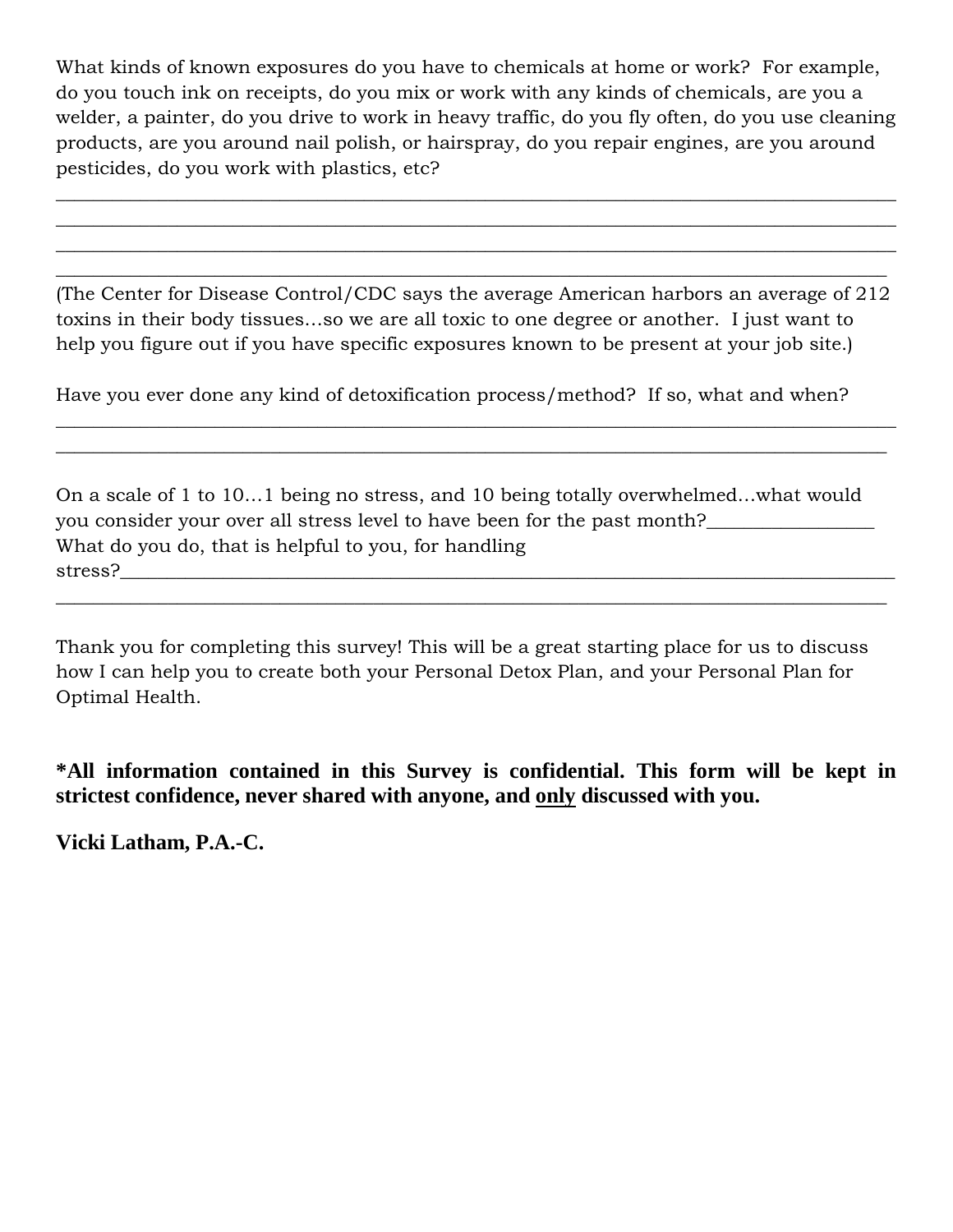What kinds of known exposures do you have to chemicals at home or work? For example, do you touch ink on receipts, do you mix or work with any kinds of chemicals, are you a welder, a painter, do you drive to work in heavy traffic, do you fly often, do you use cleaning products, are you around nail polish, or hairspray, do you repair engines, are you around pesticides, do you work with plastics, etc?

______________________________________________________________________________________
______________________________________________________________________________________
______________________________________________________________________________________
______________________________________________________________________________________

(The Center for Disease Control/CDC says the average American harbors an average of 212 toxins in their body tissues…so we are all toxic to one degree or another. I just want to help you figure out if you have specific exposures known to be present at your job site.)

Have you ever done any kind of detoxification process/method? If so, what and when?

______________________________________________________________________________________
______________________________________________________________________________________

On a scale of 1 to 10…1 being no stress, and 10 being totally overwhelmed…what would you consider your over all stress level to have been for the past month?_________________
What do you do, that is helpful to you, for handling stress?____________________________________________________________________________
______________________________________________________________________________________

Thank you for completing this survey! This will be a great starting place for us to discuss how I can help you to create both your Personal Detox Plan, and your Personal Plan for Optimal Health.

**\*All information contained in this Survey is confidential. This form will be kept in strictest confidence, never shared with anyone, and <u>only</u> discussed with you.**

**Vicki Latham, P.A.-C.**